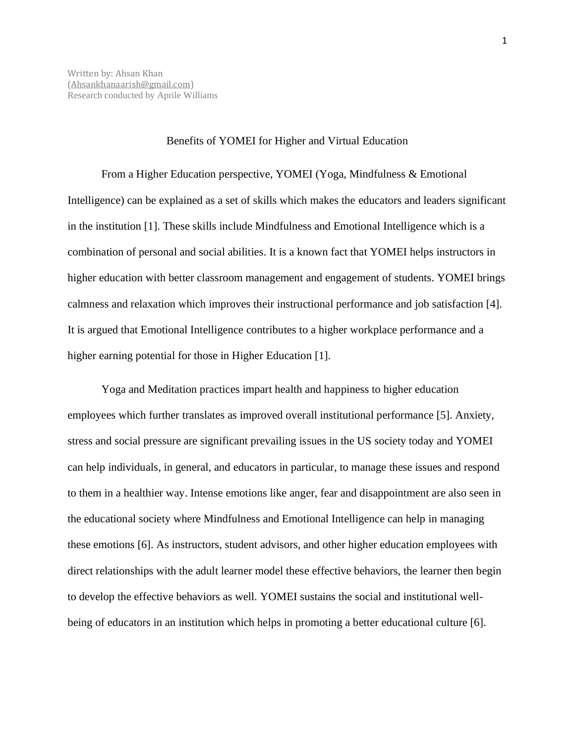Written by: Ahsan Khan
(Ahsankhanaarish@gmail.com)
Research conducted by Aprile Williams

# Benefits of YOMEI for Higher and Virtual Education

From a Higher Education perspective, YOMEI (Yoga, Mindfulness & Emotional Intelligence) can be explained as a set of skills which makes the educators and leaders significant in the institution [1]. These skills include Mindfulness and Emotional Intelligence which is a combination of personal and social abilities. It is a known fact that YOMEI helps instructors in higher education with better classroom management and engagement of students. YOMEI brings calmness and relaxation which improves their instructional performance and job satisfaction [4]. It is argued that Emotional Intelligence contributes to a higher workplace performance and a higher earning potential for those in Higher Education [1].

Yoga and Meditation practices impart health and happiness to higher education employees which further translates as improved overall institutional performance [5]. Anxiety, stress and social pressure are significant prevailing issues in the US society today and YOMEI can help individuals, in general, and educators in particular, to manage these issues and respond to them in a healthier way. Intense emotions like anger, fear and disappointment are also seen in the educational society where Mindfulness and Emotional Intelligence can help in managing these emotions [6]. As instructors, student advisors, and other higher education employees with direct relationships with the adult learner model these effective behaviors, the learner then begin to develop the effective behaviors as well. YOMEI sustains the social and institutional well-being of educators in an institution which helps in promoting a better educational culture [6].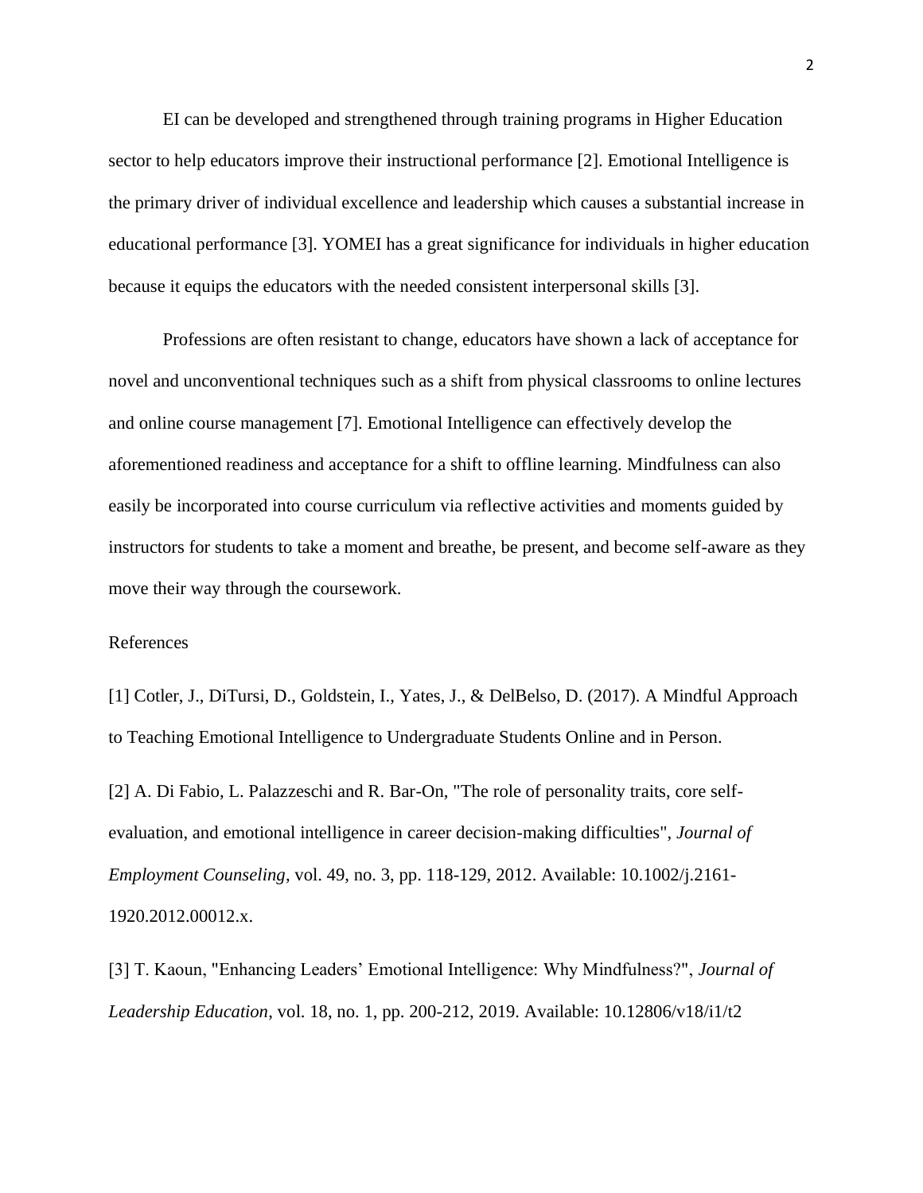EI can be developed and strengthened through training programs in Higher Education sector to help educators improve their instructional performance [2]. Emotional Intelligence is the primary driver of individual excellence and leadership which causes a substantial increase in educational performance [3]. YOMEI has a great significance for individuals in higher education because it equips the educators with the needed consistent interpersonal skills [3].

Professions are often resistant to change, educators have shown a lack of acceptance for novel and unconventional techniques such as a shift from physical classrooms to online lectures and online course management [7]. Emotional Intelligence can effectively develop the aforementioned readiness and acceptance for a shift to offline learning. Mindfulness can also easily be incorporated into course curriculum via reflective activities and moments guided by instructors for students to take a moment and breathe, be present, and become self-aware as they move their way through the coursework.

References

[1] Cotler, J., DiTursi, D., Goldstein, I., Yates, J., & DelBelso, D. (2017). A Mindful Approach to Teaching Emotional Intelligence to Undergraduate Students Online and in Person.

[2] A. Di Fabio, L. Palazzeschi and R. Bar-On, "The role of personality traits, core self-evaluation, and emotional intelligence in career decision-making difficulties", *Journal of Employment Counseling*, vol. 49, no. 3, pp. 118-129, 2012. Available: 10.1002/j.2161-1920.2012.00012.x.

[3] T. Kaoun, "Enhancing Leaders' Emotional Intelligence: Why Mindfulness?", *Journal of Leadership Education*, vol. 18, no. 1, pp. 200-212, 2019. Available: 10.12806/v18/i1/t2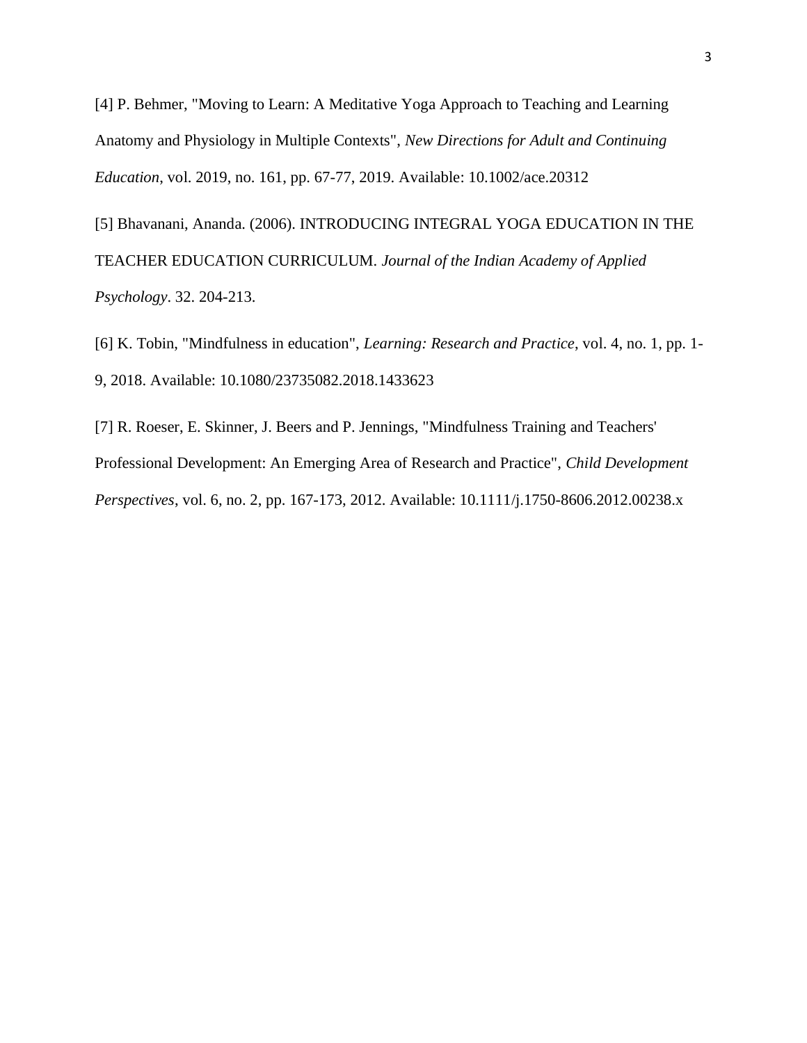[4] P. Behmer, "Moving to Learn: A Meditative Yoga Approach to Teaching and Learning Anatomy and Physiology in Multiple Contexts", *New Directions for Adult and Continuing Education*, vol. 2019, no. 161, pp. 67-77, 2019. Available: 10.1002/ace.20312

[5] Bhavanani, Ananda. (2006). INTRODUCING INTEGRAL YOGA EDUCATION IN THE TEACHER EDUCATION CURRICULUM. *Journal of the Indian Academy of Applied Psychology*. 32. 204-213.

[6] K. Tobin, "Mindfulness in education", *Learning: Research and Practice*, vol. 4, no. 1, pp. 1-9, 2018. Available: 10.1080/23735082.2018.1433623

[7] R. Roeser, E. Skinner, J. Beers and P. Jennings, "Mindfulness Training and Teachers' Professional Development: An Emerging Area of Research and Practice", *Child Development Perspectives*, vol. 6, no. 2, pp. 167-173, 2012. Available: 10.1111/j.1750-8606.2012.00238.x